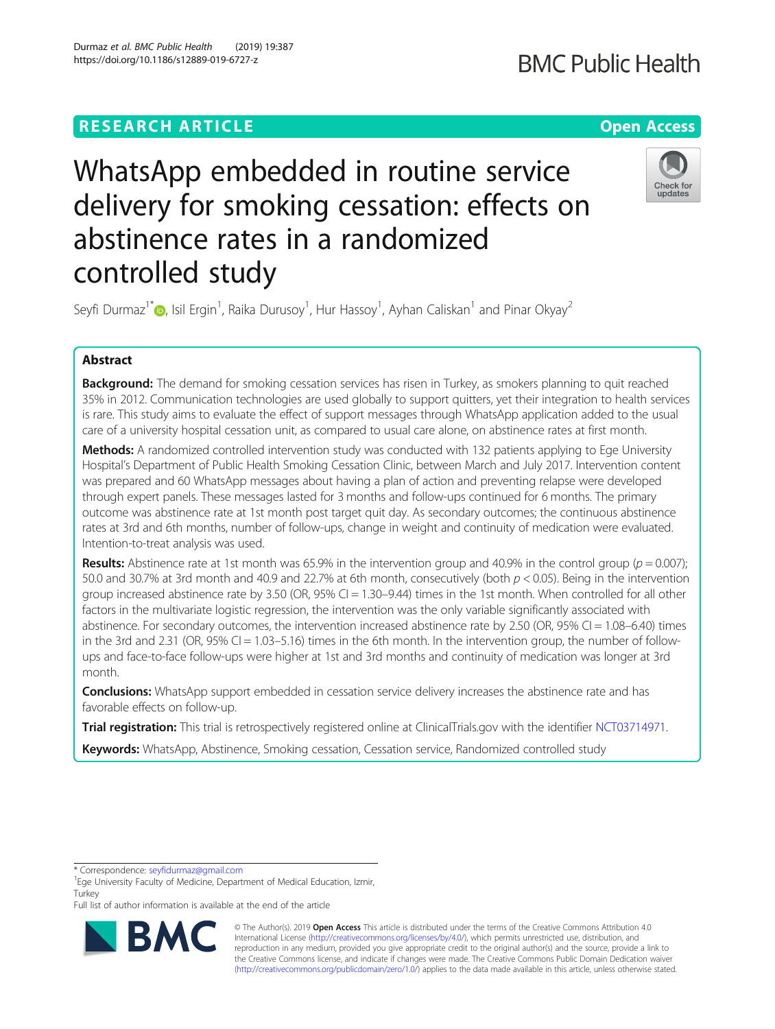RESEARCH ARTICLE

Open Access

# WhatsApp embedded in routine service delivery for smoking cessation: effects on abstinence rates in a randomized controlled study

Seyfi Durmaz[1*], Isil Ergin[1], Raika Durusoy[1], Hur Hassoy[1], Ayhan Caliskan[1] and Pinar Okyay[2]

## Abstract

**Background:** The demand for smoking cessation services has risen in Turkey, as smokers planning to quit reached 35% in 2012. Communication technologies are used globally to support quitters, yet their integration to health services is rare. This study aims to evaluate the effect of support messages through WhatsApp application added to the usual care of a university hospital cessation unit, as compared to usual care alone, on abstinence rates at first month.

**Methods:** A randomized controlled intervention study was conducted with 132 patients applying to Ege University Hospital's Department of Public Health Smoking Cessation Clinic, between March and July 2017. Intervention content was prepared and 60 WhatsApp messages about having a plan of action and preventing relapse were developed through expert panels. These messages lasted for 3 months and follow-ups continued for 6 months. The primary outcome was abstinence rate at 1st month post target quit day. As secondary outcomes; the continuous abstinence rates at 3rd and 6th months, number of follow-ups, change in weight and continuity of medication were evaluated. Intention-to-treat analysis was used.

**Results:** Abstinence rate at 1st month was 65.9% in the intervention group and 40.9% in the control group ($p = 0.007$); 50.0 and 30.7% at 3rd month and 40.9 and 22.7% at 6th month, consecutively (both $p < 0.05$). Being in the intervention group increased abstinence rate by 3.50 (OR, 95% CI = 1.30–9.44) times in the 1st month. When controlled for all other factors in the multivariate logistic regression, the intervention was the only variable significantly associated with abstinence. For secondary outcomes, the intervention increased abstinence rate by 2.50 (OR, 95% CI = 1.08–6.40) times in the 3rd and 2.31 (OR, 95% CI = 1.03–5.16) times in the 6th month. In the intervention group, the number of follow-ups and face-to-face follow-ups were higher at 1st and 3rd months and continuity of medication was longer at 3rd month.

**Conclusions:** WhatsApp support embedded in cessation service delivery increases the abstinence rate and has favorable effects on follow-up.

**Trial registration:** This trial is retrospectively registered online at ClinicalTrials.gov with the identifier NCT03714971.

**Keywords:** WhatsApp, Abstinence, Smoking cessation, Cessation service, Randomized controlled study

---

\* Correspondence: seyfidurmaz@gmail.com
[1]Ege University Faculty of Medicine, Department of Medical Education, Izmir, Turkey
Full list of author information is available at the end of the article

© The Author(s). 2019 **Open Access** This article is distributed under the terms of the Creative Commons Attribution 4.0 International License (http://creativecommons.org/licenses/by/4.0/), which permits unrestricted use, distribution, and reproduction in any medium, provided you give appropriate credit to the original author(s) and the source, provide a link to the Creative Commons license, and indicate if changes were made. The Creative Commons Public Domain Dedication waiver (http://creativecommons.org/publicdomain/zero/1.0/) applies to the data made available in this article, unless otherwise stated.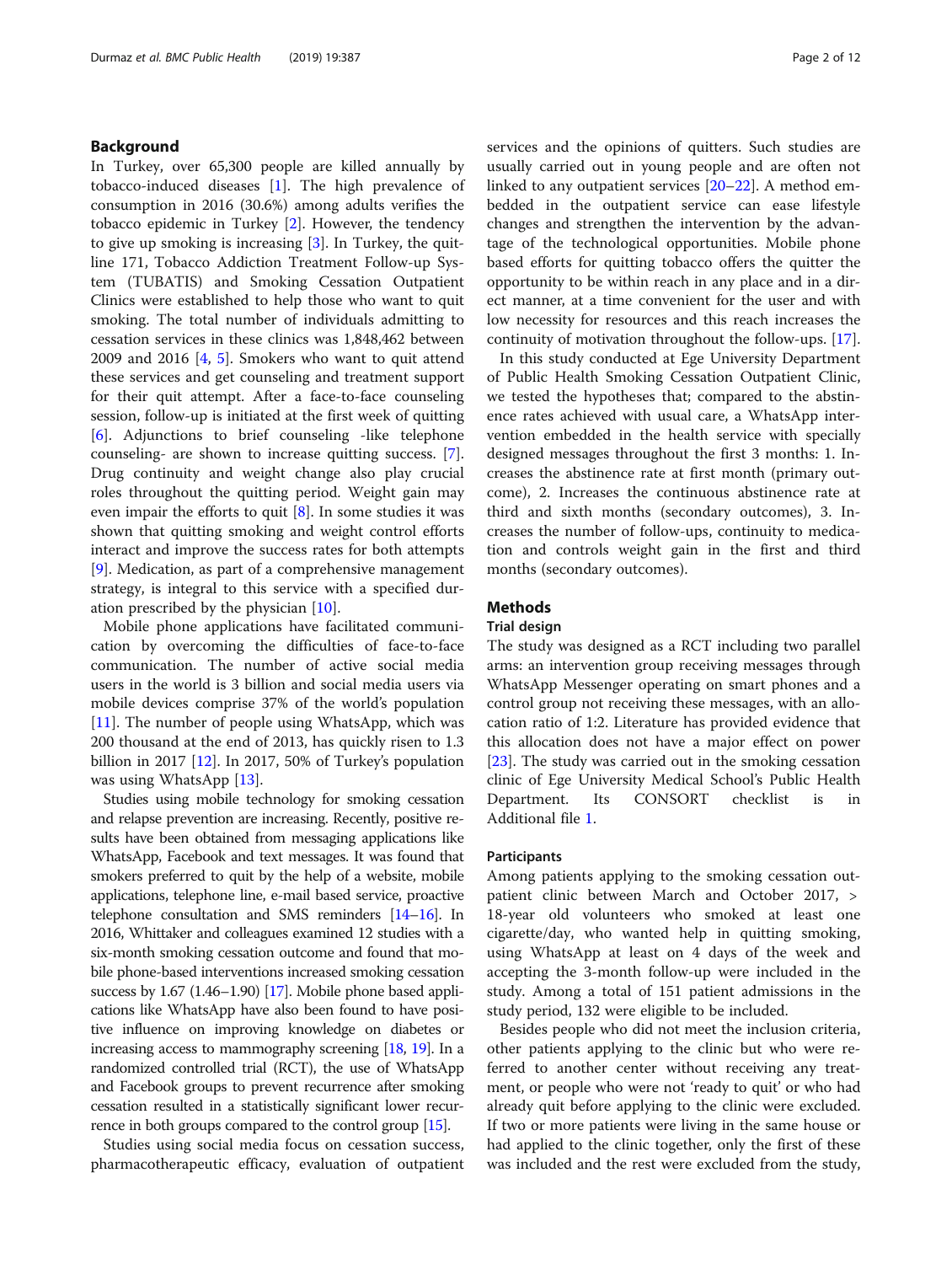## Background

In Turkey, over 65,300 people are killed annually by tobacco-induced diseases [1]. The high prevalence of consumption in 2016 (30.6%) among adults verifies the tobacco epidemic in Turkey [2]. However, the tendency to give up smoking is increasing [3]. In Turkey, the quitline 171, Tobacco Addiction Treatment Follow-up System (TUBATIS) and Smoking Cessation Outpatient Clinics were established to help those who want to quit smoking. The total number of individuals admitting to cessation services in these clinics was 1,848,462 between 2009 and 2016 [4, 5]. Smokers who want to quit attend these services and get counseling and treatment support for their quit attempt. After a face-to-face counseling session, follow-up is initiated at the first week of quitting [6]. Adjunctions to brief counseling -like telephone counseling- are shown to increase quitting success. [7]. Drug continuity and weight change also play crucial roles throughout the quitting period. Weight gain may even impair the efforts to quit [8]. In some studies it was shown that quitting smoking and weight control efforts interact and improve the success rates for both attempts [9]. Medication, as part of a comprehensive management strategy, is integral to this service with a specified duration prescribed by the physician [10].

Mobile phone applications have facilitated communication by overcoming the difficulties of face-to-face communication. The number of active social media users in the world is 3 billion and social media users via mobile devices comprise 37% of the world's population [11]. The number of people using WhatsApp, which was 200 thousand at the end of 2013, has quickly risen to 1.3 billion in 2017 [12]. In 2017, 50% of Turkey's population was using WhatsApp [13].

Studies using mobile technology for smoking cessation and relapse prevention are increasing. Recently, positive results have been obtained from messaging applications like WhatsApp, Facebook and text messages. It was found that smokers preferred to quit by the help of a website, mobile applications, telephone line, e-mail based service, proactive telephone consultation and SMS reminders [14–16]. In 2016, Whittaker and colleagues examined 12 studies with a six-month smoking cessation outcome and found that mobile phone-based interventions increased smoking cessation success by 1.67 (1.46–1.90) [17]. Mobile phone based applications like WhatsApp have also been found to have positive influence on improving knowledge on diabetes or increasing access to mammography screening [18, 19]. In a randomized controlled trial (RCT), the use of WhatsApp and Facebook groups to prevent recurrence after smoking cessation resulted in a statistically significant lower recurrence in both groups compared to the control group [15].

Studies using social media focus on cessation success, pharmacotherapeutic efficacy, evaluation of outpatient services and the opinions of quitters. Such studies are usually carried out in young people and are often not linked to any outpatient services [20–22]. A method embedded in the outpatient service can ease lifestyle changes and strengthen the intervention by the advantage of the technological opportunities. Mobile phone based efforts for quitting tobacco offers the quitter the opportunity to be within reach in any place and in a direct manner, at a time convenient for the user and with low necessity for resources and this reach increases the continuity of motivation throughout the follow-ups. [17].

In this study conducted at Ege University Department of Public Health Smoking Cessation Outpatient Clinic, we tested the hypotheses that; compared to the abstinence rates achieved with usual care, a WhatsApp intervention embedded in the health service with specially designed messages throughout the first 3 months: 1. Increases the abstinence rate at first month (primary outcome), 2. Increases the continuous abstinence rate at third and sixth months (secondary outcomes), 3. Increases the number of follow-ups, continuity to medication and controls weight gain in the first and third months (secondary outcomes).

## Methods

### Trial design

The study was designed as a RCT including two parallel arms: an intervention group receiving messages through WhatsApp Messenger operating on smart phones and a control group not receiving these messages, with an allocation ratio of 1:2. Literature has provided evidence that this allocation does not have a major effect on power [23]. The study was carried out in the smoking cessation clinic of Ege University Medical School's Public Health Department. Its CONSORT checklist is in Additional file 1.

### Participants

Among patients applying to the smoking cessation outpatient clinic between March and October 2017, > 18-year old volunteers who smoked at least one cigarette/day, who wanted help in quitting smoking, using WhatsApp at least on 4 days of the week and accepting the 3-month follow-up were included in the study. Among a total of 151 patient admissions in the study period, 132 were eligible to be included.

Besides people who did not meet the inclusion criteria, other patients applying to the clinic but who were referred to another center without receiving any treatment, or people who were not 'ready to quit' or who had already quit before applying to the clinic were excluded. If two or more patients were living in the same house or had applied to the clinic together, only the first of these was included and the rest were excluded from the study,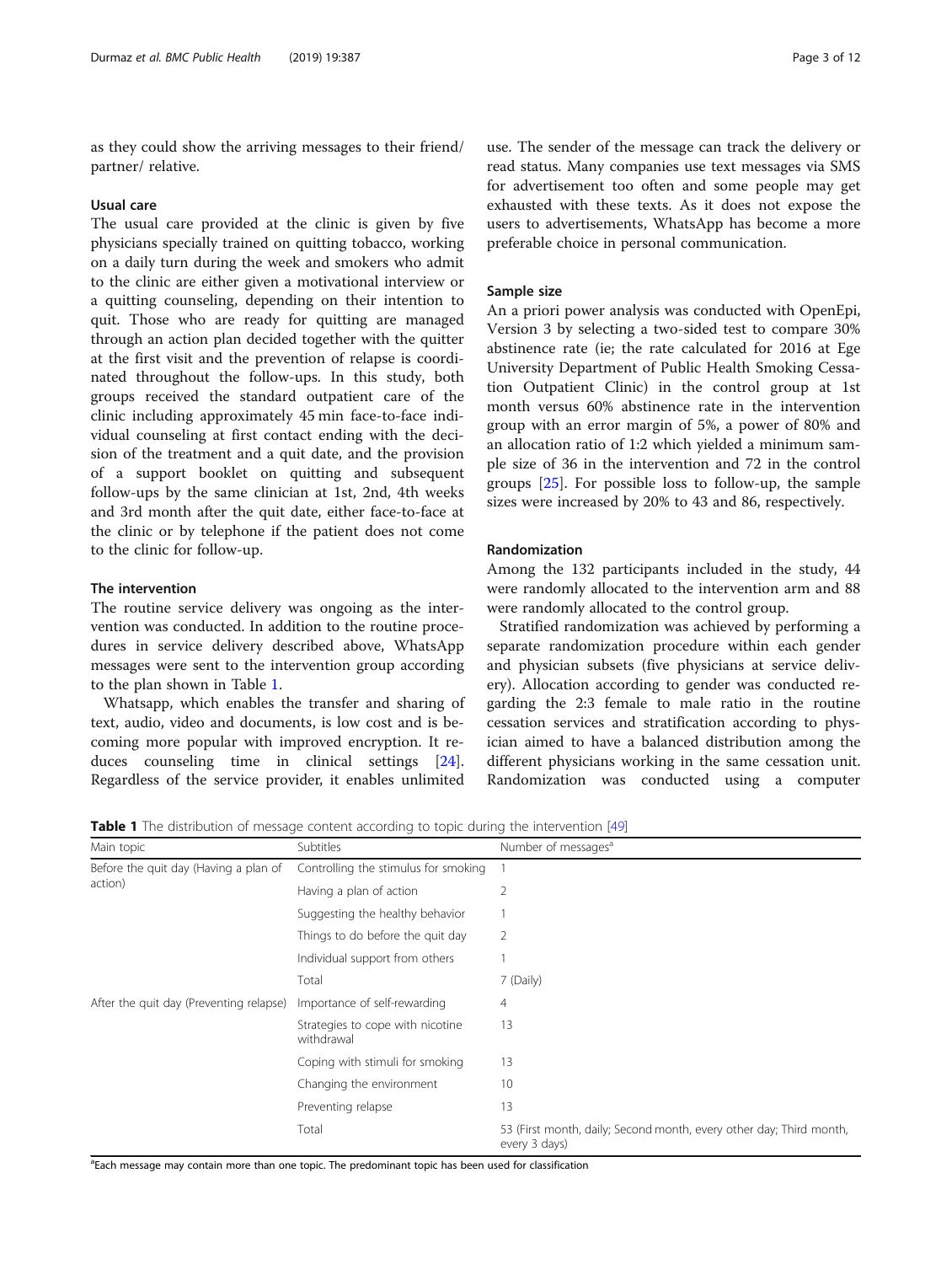as they could show the arriving messages to their friend/ partner/ relative.

### Usual care

The usual care provided at the clinic is given by five physicians specially trained on quitting tobacco, working on a daily turn during the week and smokers who admit to the clinic are either given a motivational interview or a quitting counseling, depending on their intention to quit. Those who are ready for quitting are managed through an action plan decided together with the quitter at the first visit and the prevention of relapse is coordinated throughout the follow-ups. In this study, both groups received the standard outpatient care of the clinic including approximately 45 min face-to-face individual counseling at first contact ending with the decision of the treatment and a quit date, and the provision of a support booklet on quitting and subsequent follow-ups by the same clinician at 1st, 2nd, 4th weeks and 3rd month after the quit date, either face-to-face at the clinic or by telephone if the patient does not come to the clinic for follow-up.

### The intervention

The routine service delivery was ongoing as the intervention was conducted. In addition to the routine procedures in service delivery described above, WhatsApp messages were sent to the intervention group according to the plan shown in Table 1.

Whatsapp, which enables the transfer and sharing of text, audio, video and documents, is low cost and is becoming more popular with improved encryption. It reduces counseling time in clinical settings [24]. Regardless of the service provider, it enables unlimited use. The sender of the message can track the delivery or read status. Many companies use text messages via SMS for advertisement too often and some people may get exhausted with these texts. As it does not expose the users to advertisements, WhatsApp has become a more preferable choice in personal communication.

### Sample size

An a priori power analysis was conducted with OpenEpi, Version 3 by selecting a two-sided test to compare 30% abstinence rate (ie; the rate calculated for 2016 at Ege University Department of Public Health Smoking Cessation Outpatient Clinic) in the control group at 1st month versus 60% abstinence rate in the intervention group with an error margin of 5%, a power of 80% and an allocation ratio of 1:2 which yielded a minimum sample size of 36 in the intervention and 72 in the control groups [25]. For possible loss to follow-up, the sample sizes were increased by 20% to 43 and 86, respectively.

### Randomization

Among the 132 participants included in the study, 44 were randomly allocated to the intervention arm and 88 were randomly allocated to the control group.

Stratified randomization was achieved by performing a separate randomization procedure within each gender and physician subsets (five physicians at service delivery). Allocation according to gender was conducted regarding the 2:3 female to male ratio in the routine cessation services and stratification according to physician aimed to have a balanced distribution among the different physicians working in the same cessation unit. Randomization was conducted using a computer

**Table 1** The distribution of message content according to topic during the intervention [49]

| Main topic | Subtitles | Number of messages[a] |
|---|---|---|
| Before the quit day (Having a plan of action) | Controlling the stimulus for smoking | 1 |
| | Having a plan of action | 2 |
| | Suggesting the healthy behavior | 1 |
| | Things to do before the quit day | 2 |
| | Individual support from others | 1 |
| | Total | 7 (Daily) |
| After the quit day (Preventing relapse) | Importance of self-rewarding | 4 |
| | Strategies to cope with nicotine withdrawal | 13 |
| | Coping with stimuli for smoking | 13 |
| | Changing the environment | 10 |
| | Preventing relapse | 13 |
| | Total | 53 (First month, daily; Second month, every other day; Third month, every 3 days) |

[a]Each message may contain more than one topic. The predominant topic has been used for classification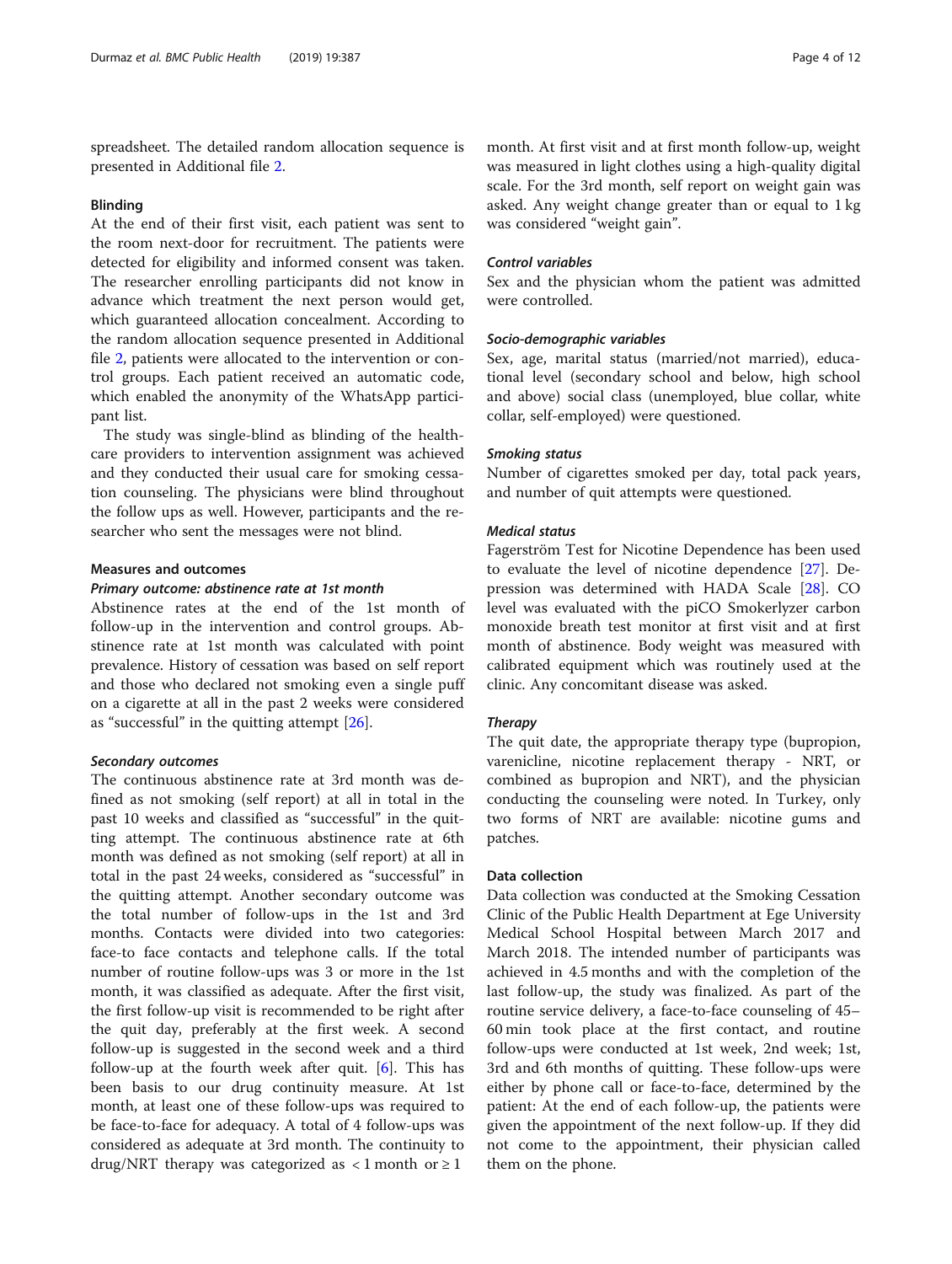spreadsheet. The detailed random allocation sequence is presented in Additional file 2.

### Blinding

At the end of their first visit, each patient was sent to the room next-door for recruitment. The patients were detected for eligibility and informed consent was taken. The researcher enrolling participants did not know in advance which treatment the next person would get, which guaranteed allocation concealment. According to the random allocation sequence presented in Additional file 2, patients were allocated to the intervention or control groups. Each patient received an automatic code, which enabled the anonymity of the WhatsApp participant list.

The study was single-blind as blinding of the healthcare providers to intervention assignment was achieved and they conducted their usual care for smoking cessation counseling. The physicians were blind throughout the follow ups as well. However, participants and the researcher who sent the messages were not blind.

### Measures and outcomes

#### *Primary outcome: abstinence rate at 1st month*

Abstinence rates at the end of the 1st month of follow-up in the intervention and control groups. Abstinence rate at 1st month was calculated with point prevalence. History of cessation was based on self report and those who declared not smoking even a single puff on a cigarette at all in the past 2 weeks were considered as "successful" in the quitting attempt [26].

#### *Secondary outcomes*

The continuous abstinence rate at 3rd month was defined as not smoking (self report) at all in total in the past 10 weeks and classified as "successful" in the quitting attempt. The continuous abstinence rate at 6th month was defined as not smoking (self report) at all in total in the past 24 weeks, considered as "successful" in the quitting attempt. Another secondary outcome was the total number of follow-ups in the 1st and 3rd months. Contacts were divided into two categories: face-to face contacts and telephone calls. If the total number of routine follow-ups was 3 or more in the 1st month, it was classified as adequate. After the first visit, the first follow-up visit is recommended to be right after the quit day, preferably at the first week. A second follow-up is suggested in the second week and a third follow-up at the fourth week after quit. [6]. This has been basis to our drug continuity measure. At 1st month, at least one of these follow-ups was required to be face-to-face for adequacy. A total of 4 follow-ups was considered as adequate at 3rd month. The continuity to drug/NRT therapy was categorized as $< 1$ month or $\geq 1$ month. At first visit and at first month follow-up, weight was measured in light clothes using a high-quality digital scale. For the 3rd month, self report on weight gain was asked. Any weight change greater than or equal to 1 kg was considered "weight gain".

#### *Control variables*

Sex and the physician whom the patient was admitted were controlled.

#### *Socio-demographic variables*

Sex, age, marital status (married/not married), educational level (secondary school and below, high school and above) social class (unemployed, blue collar, white collar, self-employed) were questioned.

#### *Smoking status*

Number of cigarettes smoked per day, total pack years, and number of quit attempts were questioned.

#### *Medical status*

Fagerström Test for Nicotine Dependence has been used to evaluate the level of nicotine dependence [27]. Depression was determined with HADA Scale [28]. CO level was evaluated with the piCO Smokerlyzer carbon monoxide breath test monitor at first visit and at first month of abstinence. Body weight was measured with calibrated equipment which was routinely used at the clinic. Any concomitant disease was asked.

#### *Therapy*

The quit date, the appropriate therapy type (bupropion, varenicline, nicotine replacement therapy - NRT, or combined as bupropion and NRT), and the physician conducting the counseling were noted. In Turkey, only two forms of NRT are available: nicotine gums and patches.

### Data collection

Data collection was conducted at the Smoking Cessation Clinic of the Public Health Department at Ege University Medical School Hospital between March 2017 and March 2018. The intended number of participants was achieved in 4.5 months and with the completion of the last follow-up, the study was finalized. As part of the routine service delivery, a face-to-face counseling of 45–60 min took place at the first contact, and routine follow-ups were conducted at 1st week, 2nd week; 1st, 3rd and 6th months of quitting. These follow-ups were either by phone call or face-to-face, determined by the patient: At the end of each follow-up, the patients were given the appointment of the next follow-up. If they did not come to the appointment, their physician called them on the phone.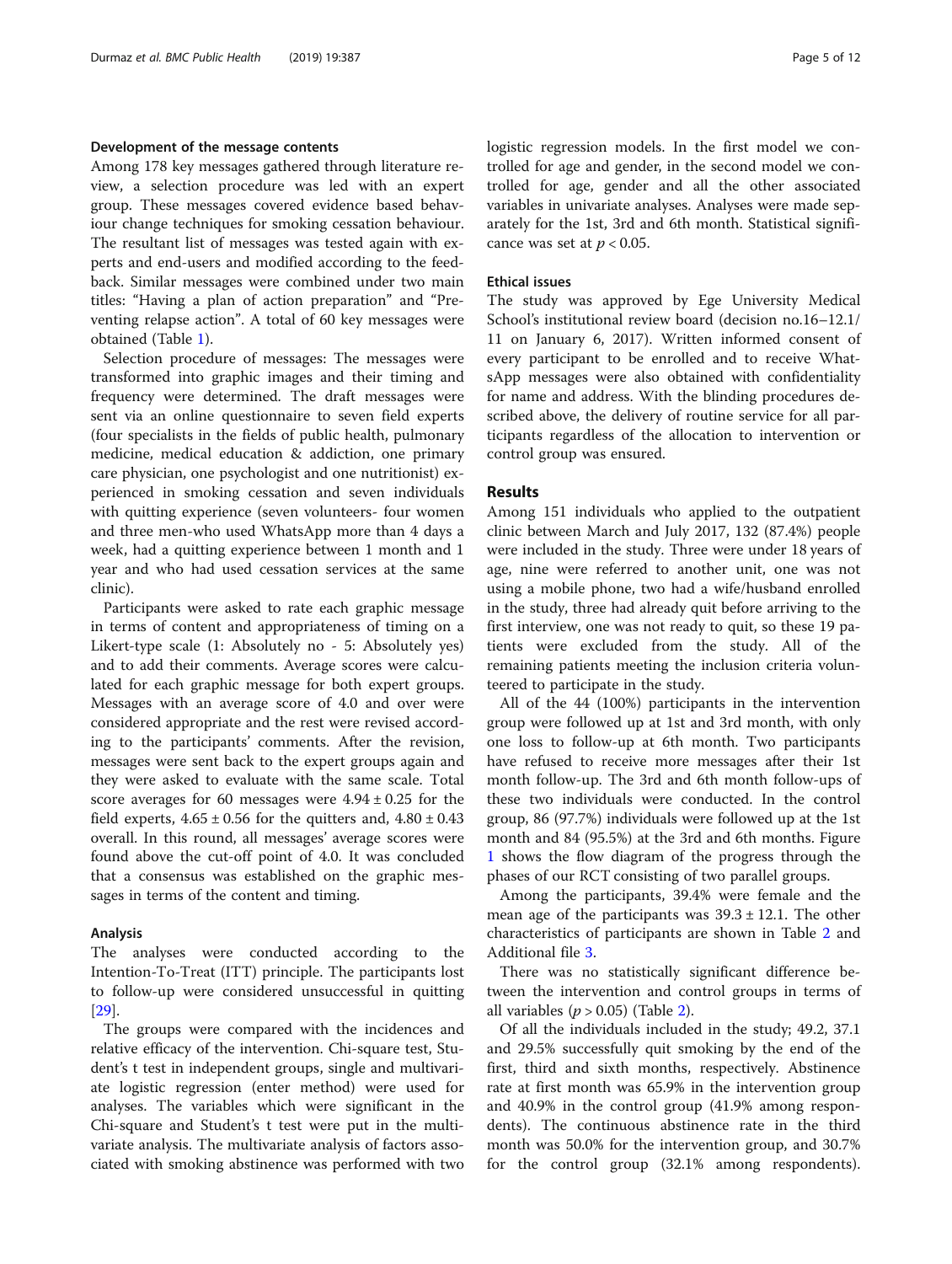#### Development of the message contents

Among 178 key messages gathered through literature review, a selection procedure was led with an expert group. These messages covered evidence based behaviour change techniques for smoking cessation behaviour. The resultant list of messages was tested again with experts and end-users and modified according to the feedback. Similar messages were combined under two main titles: "Having a plan of action preparation" and "Preventing relapse action". A total of 60 key messages were obtained (Table 1).

Selection procedure of messages: The messages were transformed into graphic images and their timing and frequency were determined. The draft messages were sent via an online questionnaire to seven field experts (four specialists in the fields of public health, pulmonary medicine, medical education & addiction, one primary care physician, one psychologist and one nutritionist) experienced in smoking cessation and seven individuals with quitting experience (seven volunteers- four women and three men-who used WhatsApp more than 4 days a week, had a quitting experience between 1 month and 1 year and who had used cessation services at the same clinic).

Participants were asked to rate each graphic message in terms of content and appropriateness of timing on a Likert-type scale (1: Absolutely no - 5: Absolutely yes) and to add their comments. Average scores were calculated for each graphic message for both expert groups. Messages with an average score of 4.0 and over were considered appropriate and the rest were revised according to the participants' comments. After the revision, messages were sent back to the expert groups again and they were asked to evaluate with the same scale. Total score averages for 60 messages were $4.94 \pm 0.25$ for the field experts, $4.65 \pm 0.56$ for the quitters and, $4.80 \pm 0.43$ overall. In this round, all messages' average scores were found above the cut-off point of 4.0. It was concluded that a consensus was established on the graphic messages in terms of the content and timing.

#### Analysis

The analyses were conducted according to the Intention-To-Treat (ITT) principle. The participants lost to follow-up were considered unsuccessful in quitting [29].

The groups were compared with the incidences and relative efficacy of the intervention. Chi-square test, Student's t test in independent groups, single and multivariate logistic regression (enter method) were used for analyses. The variables which were significant in the Chi-square and Student's t test were put in the multivariate analysis. The multivariate analysis of factors associated with smoking abstinence was performed with two logistic regression models. In the first model we controlled for age and gender, in the second model we controlled for age, gender and all the other associated variables in univariate analyses. Analyses were made separately for the 1st, 3rd and 6th month. Statistical significance was set at $p < 0.05$.

#### Ethical issues

The study was approved by Ege University Medical School's institutional review board (decision no.16–12.1/11 on January 6, 2017). Written informed consent of every participant to be enrolled and to receive WhatsApp messages were also obtained with confidentiality for name and address. With the blinding procedures described above, the delivery of routine service for all participants regardless of the allocation to intervention or control group was ensured.

## Results

Among 151 individuals who applied to the outpatient clinic between March and July 2017, 132 (87.4%) people were included in the study. Three were under 18 years of age, nine were referred to another unit, one was not using a mobile phone, two had a wife/husband enrolled in the study, three had already quit before arriving to the first interview, one was not ready to quit, so these 19 patients were excluded from the study. All of the remaining patients meeting the inclusion criteria volunteered to participate in the study.

All of the 44 (100%) participants in the intervention group were followed up at 1st and 3rd month, with only one loss to follow-up at 6th month. Two participants have refused to receive more messages after their 1st month follow-up. The 3rd and 6th month follow-ups of these two individuals were conducted. In the control group, 86 (97.7%) individuals were followed up at the 1st month and 84 (95.5%) at the 3rd and 6th months. Figure 1 shows the flow diagram of the progress through the phases of our RCT consisting of two parallel groups.

Among the participants, 39.4% were female and the mean age of the participants was $39.3 \pm 12.1$. The other characteristics of participants are shown in Table 2 and Additional file 3.

There was no statistically significant difference between the intervention and control groups in terms of all variables ($p > 0.05$) (Table 2).

Of all the individuals included in the study; 49.2, 37.1 and 29.5% successfully quit smoking by the end of the first, third and sixth months, respectively. Abstinence rate at first month was 65.9% in the intervention group and 40.9% in the control group (41.9% among respondents). The continuous abstinence rate in the third month was 50.0% for the intervention group, and 30.7% for the control group (32.1% among respondents).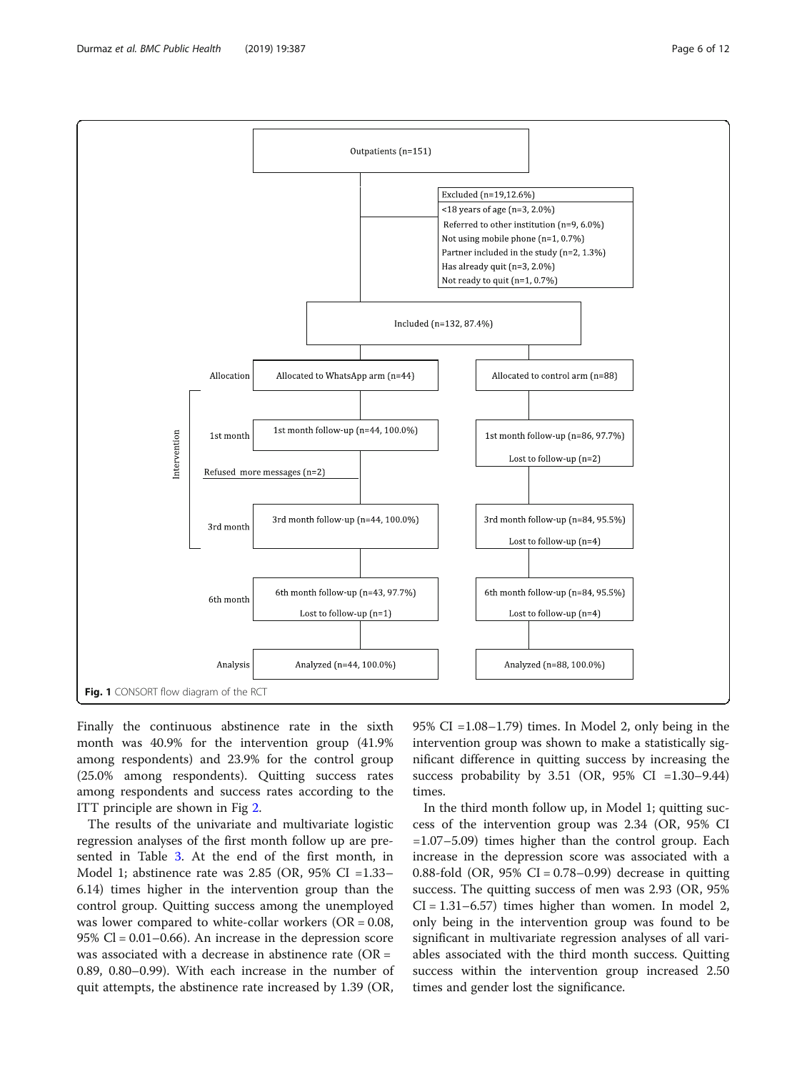Outpatients (n=151)

Excluded (n=19,12.6%)
<18 years of age (n=3, 2.0%)
Referred to other institution (n=9, 6.0%)
Not using mobile phone (n=1, 0.7%)
Partner included in the study (n=2, 1.3%)
Has already quit (n=3, 2.0%)
Not ready to quit (n=1, 0.7%)

Included (n=132, 87.4%)

Allocation
Allocated to WhatsApp arm (n=44)
Allocated to control arm (n=88)

Intervention

1st month
1st month follow-up (n=44, 100.0%)
Refused more messages (n=2)
1st month follow-up (n=86, 97.7%)
Lost to follow-up (n=2)

3rd month
3rd month follow-up (n=44, 100.0%)
3rd month follow-up (n=84, 95.5%)
Lost to follow-up (n=4)

6th month
6th month follow-up (n=43, 97.7%)
Lost to follow-up (n=1)
6th month follow-up (n=84, 95.5%)
Lost to follow-up (n=4)

Analysis
Analyzed (n=44, 100.0%)
Analyzed (n=88, 100.0%)

**Fig. 1** CONSORT flow diagram of the RCT

Finally the continuous abstinence rate in the sixth month was 40.9% for the intervention group (41.9% among respondents) and 23.9% for the control group (25.0% among respondents). Quitting success rates among respondents and success rates according to the ITT principle are shown in Fig 2.

The results of the univariate and multivariate logistic regression analyses of the first month follow up are presented in Table 3. At the end of the first month, in Model 1; abstinence rate was 2.85 (OR, 95% CI =1.33–6.14) times higher in the intervention group than the control group. Quitting success among the unemployed was lower compared to white-collar workers (OR = 0.08, 95% Cl = 0.01–0.66). An increase in the depression score was associated with a decrease in abstinence rate (OR = 0.89, 0.80–0.99). With each increase in the number of quit attempts, the abstinence rate increased by 1.39 (OR, 95% CI =1.08–1.79) times. In Model 2, only being in the intervention group was shown to make a statistically significant difference in quitting success by increasing the success probability by 3.51 (OR, 95% CI =1.30–9.44) times.

In the third month follow up, in Model 1; quitting success of the intervention group was 2.34 (OR, 95% CI =1.07–5.09) times higher than the control group. Each increase in the depression score was associated with a 0.88-fold (OR, 95% CI = 0.78–0.99) decrease in quitting success. The quitting success of men was 2.93 (OR, 95% CI = 1.31–6.57) times higher than women. In model 2, only being in the intervention group was found to be significant in multivariate regression analyses of all variables associated with the third month success. Quitting success within the intervention group increased 2.50 times and gender lost the significance.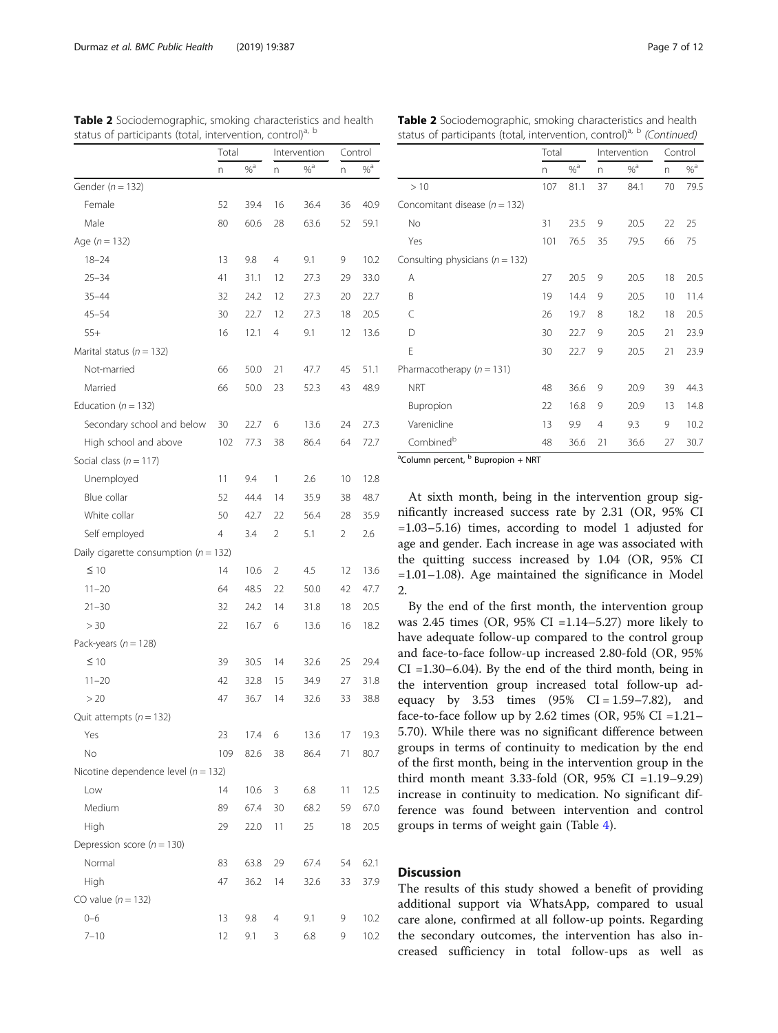**Table 2** Sociodemographic, smoking characteristics and health status of participants (total, intervention, control)[a, b]

| | Total | | Intervention | | Control | |
|---|---|---|---|---|---|---|
| | n | %[a] | n | %[a] | n | %[a] |
| Gender (n = 132) | | | | | | |
| Female | 52 | 39.4 | 16 | 36.4 | 36 | 40.9 |
| Male | 80 | 60.6 | 28 | 63.6 | 52 | 59.1 |
| Age (n = 132) | | | | | | |
| 18–24 | 13 | 9.8 | 4 | 9.1 | 9 | 10.2 |
| 25–34 | 41 | 31.1 | 12 | 27.3 | 29 | 33.0 |
| 35–44 | 32 | 24.2 | 12 | 27.3 | 20 | 22.7 |
| 45–54 | 30 | 22.7 | 12 | 27.3 | 18 | 20.5 |
| 55+ | 16 | 12.1 | 4 | 9.1 | 12 | 13.6 |
| Marital status (n = 132) | | | | | | |
| Not-married | 66 | 50.0 | 21 | 47.7 | 45 | 51.1 |
| Married | 66 | 50.0 | 23 | 52.3 | 43 | 48.9 |
| Education (n = 132) | | | | | | |
| Secondary school and below | 30 | 22.7 | 6 | 13.6 | 24 | 27.3 |
| High school and above | 102 | 77.3 | 38 | 86.4 | 64 | 72.7 |
| Social class (n = 117) | | | | | | |
| Unemployed | 11 | 9.4 | 1 | 2.6 | 10 | 12.8 |
| Blue collar | 52 | 44.4 | 14 | 35.9 | 38 | 48.7 |
| White collar | 50 | 42.7 | 22 | 56.4 | 28 | 35.9 |
| Self employed | 4 | 3.4 | 2 | 5.1 | 2 | 2.6 |
| Daily cigarette consumption (n = 132) | | | | | | |
| ≤ 10 | 14 | 10.6 | 2 | 4.5 | 12 | 13.6 |
| 11–20 | 64 | 48.5 | 22 | 50.0 | 42 | 47.7 |
| 21–30 | 32 | 24.2 | 14 | 31.8 | 18 | 20.5 |
| > 30 | 22 | 16.7 | 6 | 13.6 | 16 | 18.2 |
| Pack-years (n = 128) | | | | | | |
| ≤ 10 | 39 | 30.5 | 14 | 32.6 | 25 | 29.4 |
| 11–20 | 42 | 32.8 | 15 | 34.9 | 27 | 31.8 |
| > 20 | 47 | 36.7 | 14 | 32.6 | 33 | 38.8 |
| Quit attempts (n = 132) | | | | | | |
| Yes | 23 | 17.4 | 6 | 13.6 | 17 | 19.3 |
| No | 109 | 82.6 | 38 | 86.4 | 71 | 80.7 |
| Nicotine dependence level (n = 132) | | | | | | |
| Low | 14 | 10.6 | 3 | 6.8 | 11 | 12.5 |
| Medium | 89 | 67.4 | 30 | 68.2 | 59 | 67.0 |
| High | 29 | 22.0 | 11 | 25 | 18 | 20.5 |
| Depression score (n = 130) | | | | | | |
| Normal | 83 | 63.8 | 29 | 67.4 | 54 | 62.1 |
| High | 47 | 36.2 | 14 | 32.6 | 33 | 37.9 |
| CO value (n = 132) | | | | | | |
| 0–6 | 13 | 9.8 | 4 | 9.1 | 9 | 10.2 |
| 7–10 | 12 | 9.1 | 3 | 6.8 | 9 | 10.2 |
| > 10 | 107 | 81.1 | 37 | 84.1 | 70 | 79.5 |
| Concomitant disease (n = 132) | | | | | | |
| No | 31 | 23.5 | 9 | 20.5 | 22 | 25 |
| Yes | 101 | 76.5 | 35 | 79.5 | 66 | 75 |
| Consulting physicians (n = 132) | | | | | | |
| A | 27 | 20.5 | 9 | 20.5 | 18 | 20.5 |
| B | 19 | 14.4 | 9 | 20.5 | 10 | 11.4 |
| C | 26 | 19.7 | 8 | 18.2 | 18 | 20.5 |
| D | 30 | 22.7 | 9 | 20.5 | 21 | 23.9 |
| E | 30 | 22.7 | 9 | 20.5 | 21 | 23.9 |
| Pharmacotherapy (n = 131) | | | | | | |
| NRT | 48 | 36.6 | 9 | 20.9 | 39 | 44.3 |
| Bupropion | 22 | 16.8 | 9 | 20.9 | 13 | 14.8 |
| Varenicline | 13 | 9.9 | 4 | 9.3 | 9 | 10.2 |
| Combined[b] | 48 | 36.6 | 21 | 36.6 | 27 | 30.7 |

[a]Column percent, [b] Bupropion + NRT

At sixth month, being in the intervention group significantly increased success rate by 2.31 (OR, 95% CI =1.03–5.16) times, according to model 1 adjusted for age and gender. Each increase in age was associated with the quitting success increased by 1.04 (OR, 95% CI =1.01–1.08). Age maintained the significance in Model 2.

By the end of the first month, the intervention group was 2.45 times (OR, 95% CI =1.14–5.27) more likely to have adequate follow-up compared to the control group and face-to-face follow-up increased 2.80-fold (OR, 95% CI =1.30–6.04). By the end of the third month, being in the intervention group increased total follow-up adequacy by 3.53 times (95% CI = 1.59–7.82), and face-to-face follow up by 2.62 times (OR, 95% CI =1.21–5.70). While there was no significant difference between groups in terms of continuity to medication by the end of the first month, being in the intervention group in the third month meant 3.33-fold (OR, 95% CI =1.19–9.29) increase in continuity to medication. No significant difference was found between intervention and control groups in terms of weight gain (Table 4).

## Discussion

The results of this study showed a benefit of providing additional support via WhatsApp, compared to usual care alone, confirmed at all follow-up points. Regarding the secondary outcomes, the intervention has also increased sufficiency in total follow-ups as well as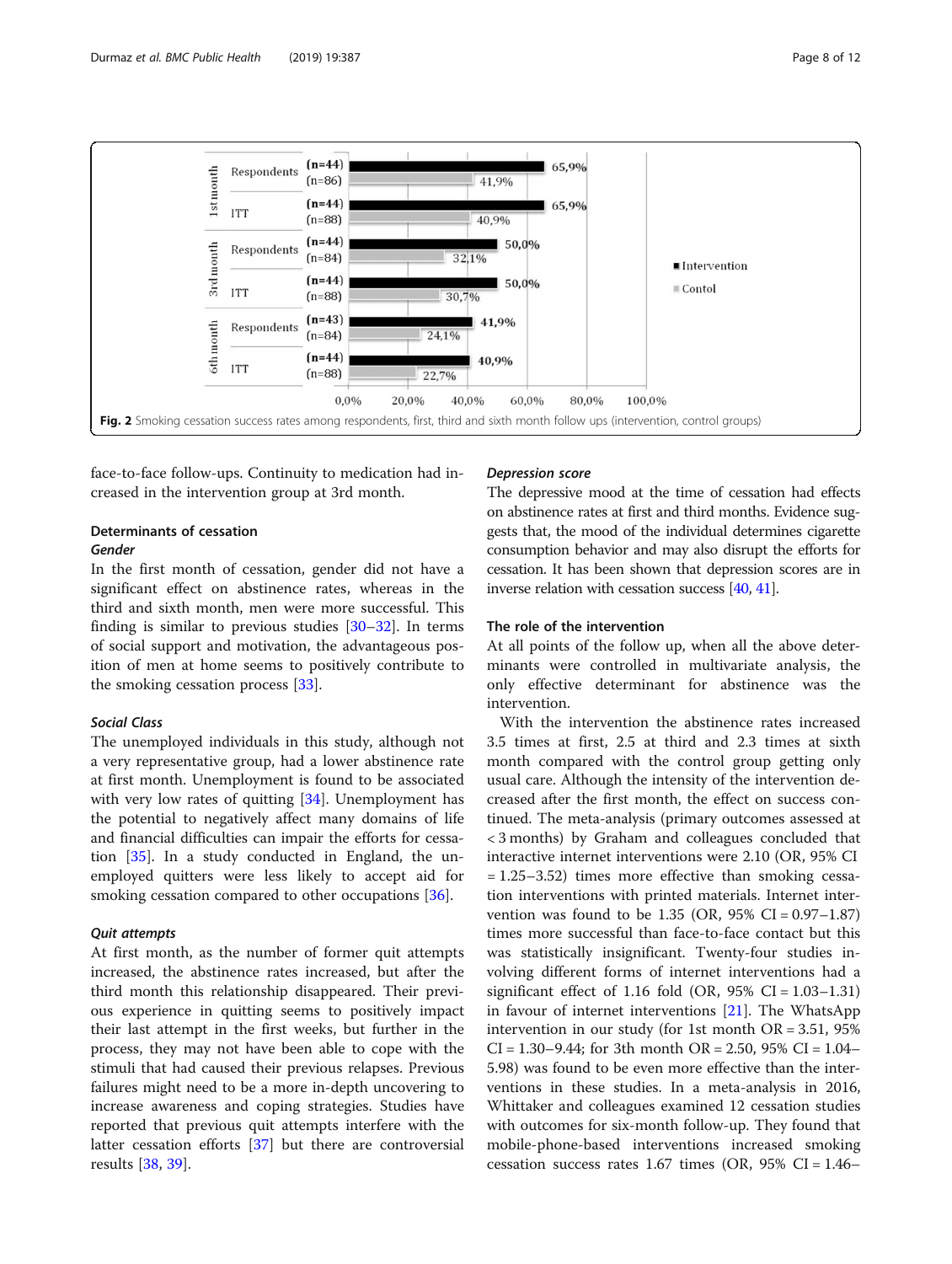1st month

Respondents (n=44) 65,9% (n=86) 41,9%

ITT (n=44) 65,9% (n=88) 40,9%

3rd month

Respondents (n=44) 50,0% (n=84) 32,1%

ITT (n=44) 50,0% (n=88) 30,7%

6th month

Respondents (n=43) 41,9% (n=84) 24,1%

ITT (n=44) 40,9% (n=88) 22,7%

0,0% 20,0% 40,0% 60,0% 80,0% 100,0%

Intervention

Contol

**Fig. 2** Smoking cessation success rates among respondents, first, third and sixth month follow ups (intervention, control groups)

face-to-face follow-ups. Continuity to medication had increased in the intervention group at 3rd month.

### Determinants of cessation

#### *Gender*

In the first month of cessation, gender did not have a significant effect on abstinence rates, whereas in the third and sixth month, men were more successful. This finding is similar to previous studies [30–32]. In terms of social support and motivation, the advantageous position of men at home seems to positively contribute to the smoking cessation process [33].

#### *Social Class*

The unemployed individuals in this study, although not a very representative group, had a lower abstinence rate at first month. Unemployment is found to be associated with very low rates of quitting [34]. Unemployment has the potential to negatively affect many domains of life and financial difficulties can impair the efforts for cessation [35]. In a study conducted in England, the unemployed quitters were less likely to accept aid for smoking cessation compared to other occupations [36].

#### *Quit attempts*

At first month, as the number of former quit attempts increased, the abstinence rates increased, but after the third month this relationship disappeared. Their previous experience in quitting seems to positively impact their last attempt in the first weeks, but further in the process, they may not have been able to cope with the stimuli that had caused their previous relapses. Previous failures might need to be a more in-depth uncovering to increase awareness and coping strategies. Studies have reported that previous quit attempts interfere with the latter cessation efforts [37] but there are controversial results [38, 39].

#### *Depression score*

The depressive mood at the time of cessation had effects on abstinence rates at first and third months. Evidence suggests that, the mood of the individual determines cigarette consumption behavior and may also disrupt the efforts for cessation. It has been shown that depression scores are in inverse relation with cessation success [40, 41].

### The role of the intervention

At all points of the follow up, when all the above determinants were controlled in multivariate analysis, the only effective determinant for abstinence was the intervention.

With the intervention the abstinence rates increased 3.5 times at first, 2.5 at third and 2.3 times at sixth month compared with the control group getting only usual care. Although the intensity of the intervention decreased after the first month, the effect on success continued. The meta-analysis (primary outcomes assessed at < 3 months) by Graham and colleagues concluded that interactive internet interventions were 2.10 (OR, 95% CI = 1.25–3.52) times more effective than smoking cessation interventions with printed materials. Internet intervention was found to be 1.35 (OR, 95% CI = 0.97–1.87) times more successful than face-to-face contact but this was statistically insignificant. Twenty-four studies involving different forms of internet interventions had a significant effect of 1.16 fold (OR, 95% CI = 1.03–1.31) in favour of internet interventions [21]. The WhatsApp intervention in our study (for 1st month OR = 3.51, 95% CI = 1.30–9.44; for 3th month OR = 2.50, 95% CI = 1.04–5.98) was found to be even more effective than the interventions in these studies. In a meta-analysis in 2016, Whittaker and colleagues examined 12 cessation studies with outcomes for six-month follow-up. They found that mobile-phone-based interventions increased smoking cessation success rates 1.67 times (OR, 95% CI = 1.46–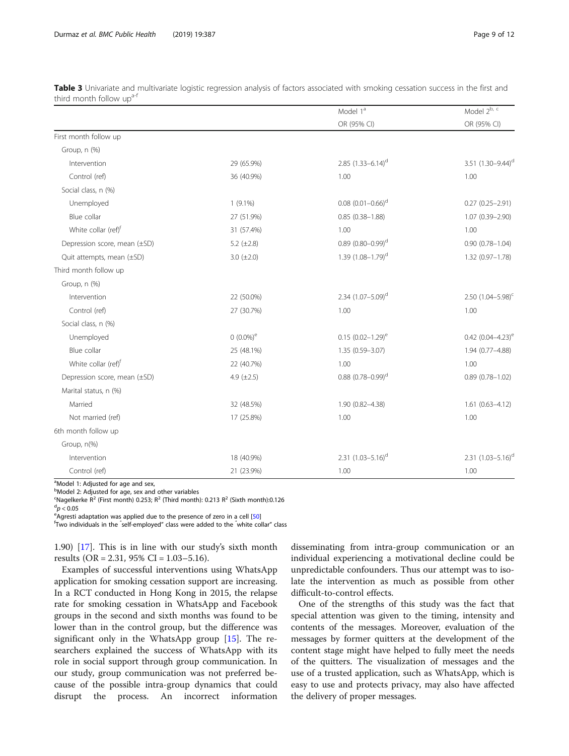**Table 3** Univariate and multivariate logistic regression analysis of factors associated with smoking cessation success in the first and third month follow up[a-f]

| | | Model 1[a] | Model 2[b, c] |
|---|---|---|---|
| | | OR (95% CI) | OR (95% CI) |
| First month follow up | | | |
| Group, n (%) | | | |
| Intervention | 29 (65.9%) | 2.85 (1.33–6.14)[d] | 3.51 (1.30–9.44)[d] |
| Control (ref) | 36 (40.9%) | 1.00 | 1.00 |
| Social class, n (%) | | | |
| Unemployed | 1 (9.1%) | 0.08 (0.01–0.66)[d] | 0.27 (0.25–2.91) |
| Blue collar | 27 (51.9%) | 0.85 (0.38–1.88) | 1.07 (0.39–2.90) |
| White collar (ref)[f] | 31 (57.4%) | 1.00 | 1.00 |
| Depression score, mean (±SD) | 5.2 (±2.8) | 0.89 (0.80–0.99)[d] | 0.90 (0.78–1.04) |
| Quit attempts, mean (±SD) | 3.0 (±2.0) | 1.39 (1.08–1.79)[d] | 1.32 (0.97–1.78) |
| Third month follow up | | | |
| Group, n (%) | | | |
| Intervention | 22 (50.0%) | 2.34 (1.07–5.09)[d] | 2.50 (1.04–5.98)[c] |
| Control (ref) | 27 (30.7%) | 1.00 | 1.00 |
| Social class, n (%) | | | |
| Unemployed | 0 (0.0%)[e] | 0.15 (0.02–1.29)[e] | 0.42 (0.04–4.23)[e] |
| Blue collar | 25 (48.1%) | 1.35 (0.59–3.07) | 1.94 (0.77–4.88) |
| White collar (ref)[f] | 22 (40.7%) | 1.00 | 1.00 |
| Depression score, mean (±SD) | 4.9 (±2.5) | 0.88 (0.78–0.99)[d] | 0.89 (0.78–1.02) |
| Marital status, n (%) | | | |
| Married | 32 (48.5%) | 1.90 (0.82–4.38) | 1.61 (0.63–4.12) |
| Not married (ref) | 17 (25.8%) | 1.00 | 1.00 |
| 6th month follow up | | | |
| Group, n(%) | | | |
| Intervention | 18 (40.9%) | 2.31 (1.03–5.16)[d] | 2.31 (1.03–5.16)[d] |
| Control (ref) | 21 (23.9%) | 1.00 | 1.00 |

[a]Model 1: Adjusted for age and sex,
[b]Model 2: Adjusted for age, sex and other variables
[c]Nagelkerke $R^2$ (First month) 0.253; $R^2$ (Third month): 0.213 $R^2$ (Sixth month):0.126
[d]$p < 0.05$
[e]Agresti adaptation was applied due to the presence of zero in a cell [50]
[f]Two individuals in the "self-employed" class were added to the "white collar" class

1.90) [17]. This is in line with our study's sixth month results (OR = 2.31, 95% CI = 1.03–5.16).

Examples of successful interventions using WhatsApp application for smoking cessation support are increasing. In a RCT conducted in Hong Kong in 2015, the relapse rate for smoking cessation in WhatsApp and Facebook groups in the second and sixth months was found to be lower than in the control group, but the difference was significant only in the WhatsApp group [15]. The researchers explained the success of WhatsApp with its role in social support through group communication. In our study, group communication was not preferred because of the possible intra-group dynamics that could disrupt the process. An incorrect information disseminating from intra-group communication or an individual experiencing a motivational decline could be unpredictable confounders. Thus our attempt was to isolate the intervention as much as possible from other difficult-to-control effects.

One of the strengths of this study was the fact that special attention was given to the timing, intensity and contents of the messages. Moreover, evaluation of the messages by former quitters at the development of the content stage might have helped to fully meet the needs of the quitters. The visualization of messages and the use of a trusted application, such as WhatsApp, which is easy to use and protects privacy, may also have affected the delivery of proper messages.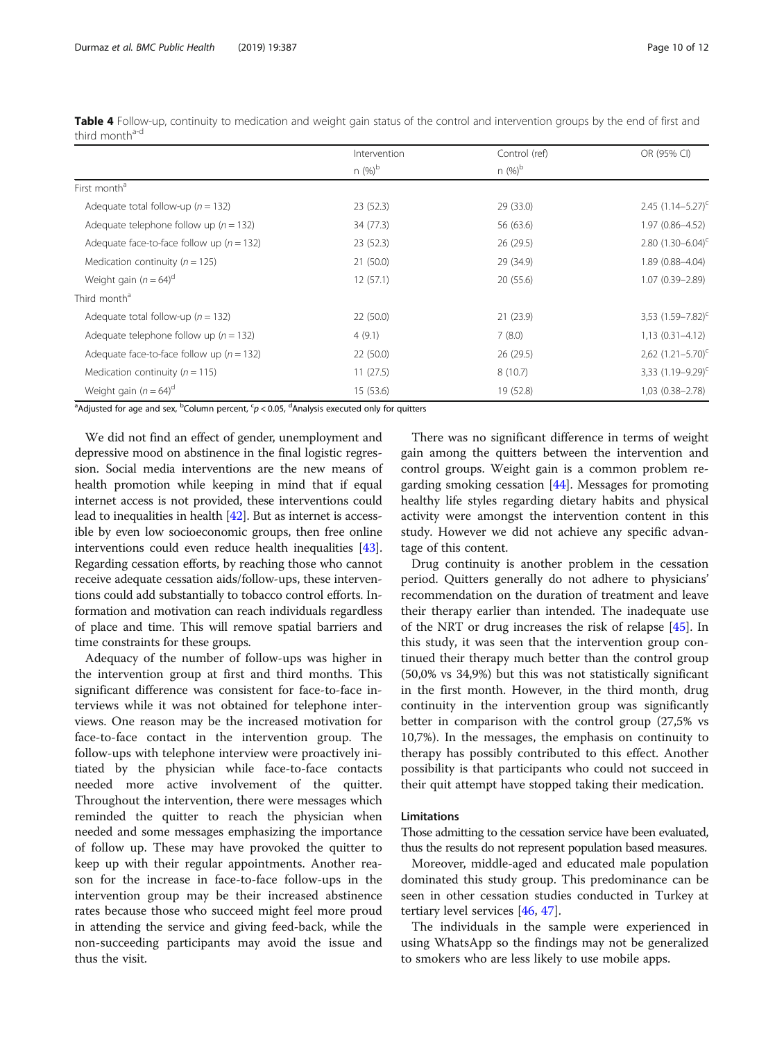**Table 4** Follow-up, continuity to medication and weight gain status of the control and intervention groups by the end of first and third month[a-d]

| | Intervention n (%)[b] | Control (ref) n (%)[b] | OR (95% CI) |
|---|---|---|---|
| First month[a] | | | |
| Adequate total follow-up ($n = 132$) | 23 (52.3) | 29 (33.0) | 2.45 (1.14–5.27)[c] |
| Adequate telephone follow up ($n = 132$) | 34 (77.3) | 56 (63.6) | 1.97 (0.86–4.52) |
| Adequate face-to-face follow up ($n = 132$) | 23 (52.3) | 26 (29.5) | 2.80 (1.30–6.04)[c] |
| Medication continuity ($n = 125$) | 21 (50.0) | 29 (34.9) | 1.89 (0.88–4.04) |
| Weight gain ($n = 64$)[d] | 12 (57.1) | 20 (55.6) | 1.07 (0.39–2.89) |
| Third month[a] | | | |
| Adequate total follow-up ($n = 132$) | 22 (50.0) | 21 (23.9) | 3,53 (1.59–7.82)[c] |
| Adequate telephone follow up ($n = 132$) | 4 (9.1) | 7 (8.0) | 1,13 (0.31–4.12) |
| Adequate face-to-face follow up ($n = 132$) | 22 (50.0) | 26 (29.5) | 2,62 (1.21–5.70)[c] |
| Medication continuity ($n = 115$) | 11 (27.5) | 8 (10.7) | 3,33 (1.19–9.29)[c] |
| Weight gain ($n = 64$)[d] | 15 (53.6) | 19 (52.8) | 1,03 (0.38–2.78) |

[a]Adjusted for age and sex, [b]Column percent, [c]$p < 0.05$, [d]Analysis executed only for quitters

We did not find an effect of gender, unemployment and depressive mood on abstinence in the final logistic regression. Social media interventions are the new means of health promotion while keeping in mind that if equal internet access is not provided, these interventions could lead to inequalities in health [42]. But as internet is accessible by even low socioeconomic groups, then free online interventions could even reduce health inequalities [43]. Regarding cessation efforts, by reaching those who cannot receive adequate cessation aids/follow-ups, these interventions could add substantially to tobacco control efforts. Information and motivation can reach individuals regardless of place and time. This will remove spatial barriers and time constraints for these groups.

Adequacy of the number of follow-ups was higher in the intervention group at first and third months. This significant difference was consistent for face-to-face interviews while it was not obtained for telephone interviews. One reason may be the increased motivation for face-to-face contact in the intervention group. The follow-ups with telephone interview were proactively initiated by the physician while face-to-face contacts needed more active involvement of the quitter. Throughout the intervention, there were messages which reminded the quitter to reach the physician when needed and some messages emphasizing the importance of follow up. These may have provoked the quitter to keep up with their regular appointments. Another reason for the increase in face-to-face follow-ups in the intervention group may be their increased abstinence rates because those who succeed might feel more proud in attending the service and giving feed-back, while the non-succeeding participants may avoid the issue and thus the visit.

There was no significant difference in terms of weight gain among the quitters between the intervention and control groups. Weight gain is a common problem regarding smoking cessation [44]. Messages for promoting healthy life styles regarding dietary habits and physical activity were amongst the intervention content in this study. However we did not achieve any specific advantage of this content.

Drug continuity is another problem in the cessation period. Quitters generally do not adhere to physicians' recommendation on the duration of treatment and leave their therapy earlier than intended. The inadequate use of the NRT or drug increases the risk of relapse [45]. In this study, it was seen that the intervention group continued their therapy much better than the control group (50,0% vs 34,9%) but this was not statistically significant in the first month. However, in the third month, drug continuity in the intervention group was significantly better in comparison with the control group (27,5% vs 10,7%). In the messages, the emphasis on continuity to therapy has possibly contributed to this effect. Another possibility is that participants who could not succeed in their quit attempt have stopped taking their medication.

## Limitations

Those admitting to the cessation service have been evaluated, thus the results do not represent population based measures.

Moreover, middle-aged and educated male population dominated this study group. This predominance can be seen in other cessation studies conducted in Turkey at tertiary level services [46, 47].

The individuals in the sample were experienced in using WhatsApp so the findings may not be generalized to smokers who are less likely to use mobile apps.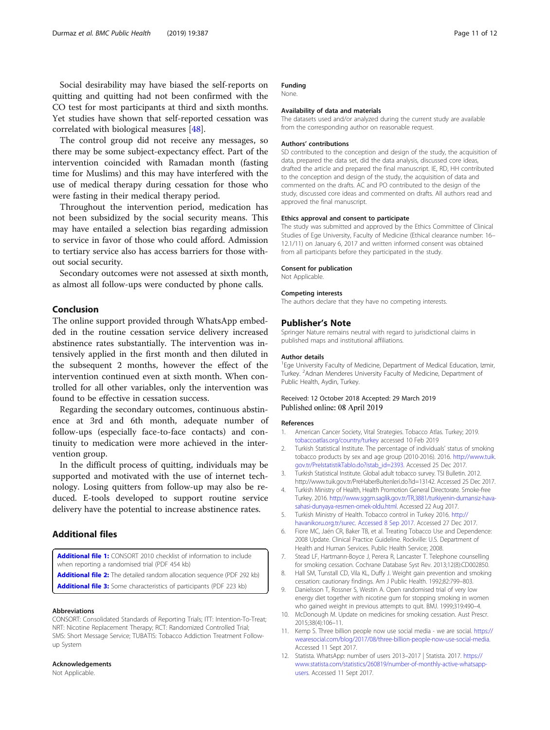Social desirability may have biased the self-reports on quitting and quitting had not been confirmed with the CO test for most participants at third and sixth months. Yet studies have shown that self-reported cessation was correlated with biological measures [48].

The control group did not receive any messages, so there may be some subject-expectancy effect. Part of the intervention coincided with Ramadan month (fasting time for Muslims) and this may have interfered with the use of medical therapy during cessation for those who were fasting in their medical therapy period.

Throughout the intervention period, medication has not been subsidized by the social security means. This may have entailed a selection bias regarding admission to service in favor of those who could afford. Admission to tertiary service also has access barriers for those without social security.

Secondary outcomes were not assessed at sixth month, as almost all follow-ups were conducted by phone calls.

## Conclusion

The online support provided through WhatsApp embedded in the routine cessation service delivery increased abstinence rates substantially. The intervention was intensively applied in the first month and then diluted in the subsequent 2 months, however the effect of the intervention continued even at sixth month. When controlled for all other variables, only the intervention was found to be effective in cessation success.

Regarding the secondary outcomes, continuous abstinence at 3rd and 6th month, adequate number of follow-ups (especially face-to-face contacts) and continuity to medication were more achieved in the intervention group.

In the difficult process of quitting, individuals may be supported and motivated with the use of internet technology. Losing quitters from follow-up may also be reduced. E-tools developed to support routine service delivery have the potential to increase abstinence rates.

## Additional files

**Additional file 1:** CONSORT 2010 checklist of information to include when reporting a randomised trial (PDF 454 kb)

**Additional file 2:** The detailed random allocation sequence (PDF 292 kb)

**Additional file 3:** Some characteristics of participants (PDF 223 kb)

#### Abbreviations

CONSORT: Consolidated Standards of Reporting Trials; ITT: Intention-To-Treat; NRT: Nicotine Replacement Therapy; RCT: Randomized Controlled Trial; SMS: Short Message Service; TUBATIS: Tobacco Addiction Treatment Follow-up System

#### Acknowledgements

Not Applicable.

#### Funding

None.

#### Availability of data and materials

The datasets used and/or analyzed during the current study are available from the corresponding author on reasonable request.

#### Authors' contributions

SD contributed to the conception and design of the study, the acquisition of data, prepared the data set, did the data analysis, discussed core ideas, drafted the article and prepared the final manuscript. IE, RD, HH contributed to the conception and design of the study, the acquisition of data and commented on the drafts. AC and PO contributed to the design of the study, discussed core ideas and commented on drafts. All authors read and approved the final manuscript.

#### Ethics approval and consent to participate

The study was submitted and approved by the Ethics Committee of Clinical Studies of Ege University, Faculty of Medicine (Ethical clearance number: 16–12.1/11) on January 6, 2017 and written informed consent was obtained from all participants before they participated in the study.

#### Consent for publication

Not Applicable.

#### Competing interests

The authors declare that they have no competing interests.

## Publisher's Note

Springer Nature remains neutral with regard to jurisdictional claims in published maps and institutional affiliations.

#### Author details

[1]Ege University Faculty of Medicine, Department of Medical Education, Izmir, Turkey. [2]Adnan Menderes University Faculty of Medicine, Department of Public Health, Aydin, Turkey.

Received: 12 October 2018 Accepted: 29 March 2019
Published online: 08 April 2019

#### References

1. American Cancer Society, Vital Strategies. Tobacco Atlas. Turkey; 2019. tobaccoatlas.org/country/turkey accessed 10 Feb 2019
2. Turkish Statistical Institute. The percentage of individuals' status of smoking tobacco products by sex and age group (2010-2016). 2016. http://www.tuik.gov.tr/PreIstatistikTablo.do?istab_id=2393. Accessed 25 Dec 2017.
3. Turkish Statistical Institute. Global adult tobacco survey. TSI Bulletin. 2012. http://www.tuik.gov.tr/PreHaberBultenleri.do?id=13142. Accessed 25 Dec 2017.
4. Turkish Ministry of Health, Health Promotion General Directorate. Smoke-free Turkey. 2016. http://www.sggm.saglik.gov.tr/TR,3881/turkiyenin-dumansiz-hava-sahasi-dunyaya-resmen-ornek-oldu.html. Accessed 22 Aug 2017.
5. Turkish Ministry of Health. Tobacco control in Turkey 2016. http://havanikoru.org.tr/surec. Accessed 8 Sep 2017. Accessed 27 Dec 2017.
6. Fiore MC, Jaén CR, Baker TB, et al. Treating Tobacco Use and Dependence: 2008 Update. Clinical Practice Guideline. Rockville: U.S. Department of Health and Human Services. Public Health Service; 2008.
7. Stead LF, Hartmann-Boyce J, Perera R, Lancaster T. Telephone counselling for smoking cessation. Cochrane Database Syst Rev. 2013;12(8):CD002850.
8. Hall SM, Tunstall CD, Vila KL, Duffy J. Weight gain prevention and smoking cessation: cautionary findings. Am J Public Health. 1992;82:799–803.
9. Danielsson T, Rossner S, Westin A. Open randomised trial of very low energy diet together with nicotine gum for stopping smoking in women who gained weight in previous attempts to quit. BMJ. 1999;319:490–4.
10. McDonough M. Update on medicines for smoking cessation. Aust Prescr. 2015;38(4):106–11.
11. Kemp S. Three billion people now use social media - we are social. https://wearesocial.com/blog/2017/08/three-billion-people-now-use-social-media. Accessed 11 Sept 2017.
12. Statista. WhatsApp: number of users 2013–2017 | Statista. 2017. https://www.statista.com/statistics/260819/number-of-monthly-active-whatsapp-users. Accessed 11 Sept 2017.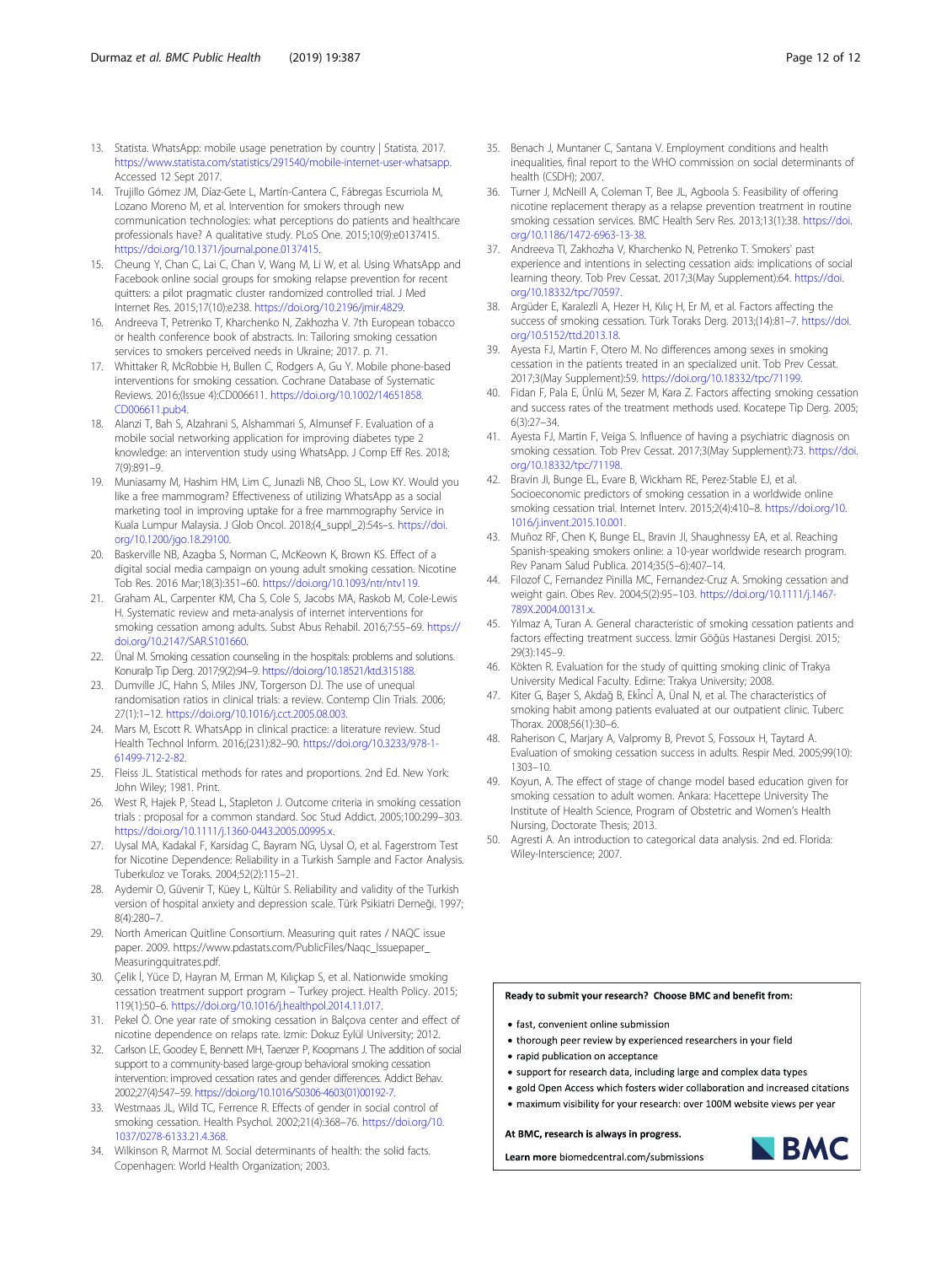13. Statista. WhatsApp: mobile usage penetration by country | Statista. 2017. https://www.statista.com/statistics/291540/mobile-internet-user-whatsapp. Accessed 12 Sept 2017.
14. Trujillo Gómez JM, Díaz-Gete L, Martín-Cantera C, Fábregas Escurriola M, Lozano Moreno M, et al. Intervention for smokers through new communication technologies: what perceptions do patients and healthcare professionals have? A qualitative study. PLoS One. 2015;10(9):e0137415. https://doi.org/10.1371/journal.pone.0137415.
15. Cheung Y, Chan C, Lai C, Chan V, Wang M, Li W, et al. Using WhatsApp and Facebook online social groups for smoking relapse prevention for recent quitters: a pilot pragmatic cluster randomized controlled trial. J Med Internet Res. 2015;17(10):e238. https://doi.org/10.2196/jmir.4829.
16. Andreeva T, Petrenko T, Kharchenko N, Zakhozha V. 7th European tobacco or health conference book of abstracts. In: Tailoring smoking cessation services to smokers perceived needs in Ukraine; 2017. p. 71.
17. Whittaker R, McRobbie H, Bullen C, Rodgers A, Gu Y. Mobile phone-based interventions for smoking cessation. Cochrane Database of Systematic Reviews. 2016;(Issue 4):CD006611. https://doi.org/10.1002/14651858.CD006611.pub4.
18. Alanzi T, Bah S, Alzahrani S, Alshammari S, Almunsef F. Evaluation of a mobile social networking application for improving diabetes type 2 knowledge: an intervention study using WhatsApp. J Comp Eff Res. 2018; 7(9):891–9.
19. Muniasamy M, Hashim HM, Lim C, Junazli NB, Choo SL, Low KY. Would you like a free mammogram? Effectiveness of utilizing WhatsApp as a social marketing tool in improving uptake for a free mammography Service in Kuala Lumpur Malaysia. J Glob Oncol. 2018;(4_suppl_2):54s–s. https://doi.org/10.1200/jgo.18.29100.
20. Baskerville NB, Azagba S, Norman C, McKeown K, Brown KS. Effect of a digital social media campaign on young adult smoking cessation. Nicotine Tob Res. 2016 Mar;18(3):351–60. https://doi.org/10.1093/ntr/ntv119.
21. Graham AL, Carpenter KM, Cha S, Cole S, Jacobs MA, Raskob M, Cole-Lewis H. Systematic review and meta-analysis of internet interventions for smoking cessation among adults. Subst Abus Rehabil. 2016;7:55–69. https://doi.org/10.2147/SAR.S101660.
22. Ünal M. Smoking cessation counseling in the hospitals: problems and solutions. Konuralp Tip Derg. 2017;9(2):94–9. https://doi.org/10.18521/ktd.315188.
23. Dumville JC, Hahn S, Miles JNV, Torgerson DJ. The use of unequal randomisation ratios in clinical trials: a review. Contemp Clin Trials. 2006; 27(1):1–12. https://doi.org/10.1016/j.cct.2005.08.003.
24. Mars M, Escott R. WhatsApp in clinical practice: a literature review. Stud Health Technol Inform. 2016;(231):82–90. https://doi.org/10.3233/978-1-61499-712-2-82.
25. Fleiss JL. Statistical methods for rates and proportions. 2nd Ed. New York: John Wiley; 1981. Print.
26. West R, Hajek P, Stead L, Stapleton J. Outcome criteria in smoking cessation trials : proposal for a common standard. Soc Stud Addict. 2005;100:299–303. https://doi.org/10.1111/j.1360-0443.2005.00995.x.
27. Uysal MA, Kadakal F, Karsidag C, Bayram NG, Uysal O, et al. Fagerstrom Test for Nicotine Dependence: Reliability in a Turkish Sample and Factor Analysis. Tuberkuloz ve Toraks. 2004;52(2):115–21.
28. Aydemir O, Güvenir T, Küey L, Kültür S. Reliability and validity of the Turkish version of hospital anxiety and depression scale. Türk Psikiatri Derneği. 1997; 8(4):280–7.
29. North American Quitline Consortium. Measuring quit rates / NAQC issue paper. 2009. https://www.pdastats.com/PublicFiles/Naqc_Issuepaper_Measuringquitrates.pdf.
30. Çelik İ, Yüce D, Hayran M, Erman M, Kılıçkap S, et al. Nationwide smoking cessation treatment support program – Turkey project. Health Policy. 2015; 119(1):50–6. https://doi.org/10.1016/j.healthpol.2014.11.017.
31. Pekel Ö. One year rate of smoking cessation in Balçova center and effect of nicotine dependence on relaps rate. İzmir: Dokuz Eylül University; 2012.
32. Carlson LE, Goodey E, Bennett MH, Taenzer P, Koopmans J. The addition of social support to a community-based large-group behavioral smoking cessation intervention: improved cessation rates and gender differences. Addict Behav. 2002;27(4):547–59. https://doi.org/10.1016/S0306-4603(01)00192-7.
33. Westmaas JL, Wild TC, Ferrence R. Effects of gender in social control of smoking cessation. Health Psychol. 2002;21(4):368–76. https://doi.org/10.1037/0278-6133.21.4.368.
34. Wilkinson R, Marmot M. Social determinants of health: the solid facts. Copenhagen: World Health Organization; 2003.
35. Benach J, Muntaner C, Santana V. Employment conditions and health inequalities, final report to the WHO commission on social determinants of health (CSDH); 2007.
36. Turner J, McNeill A, Coleman T, Bee JL, Agboola S. Feasibility of offering nicotine replacement therapy as a relapse prevention treatment in routine smoking cessation services. BMC Health Serv Res. 2013;13(1):38. https://doi.org/10.1186/1472-6963-13-38.
37. Andreeva TI, Zakhozha V, Kharchenko N, Petrenko T. Smokers' past experience and intentions in selecting cessation aids: implications of social learning theory. Tob Prev Cessat. 2017;3(May Supplement):64. https://doi.org/10.18332/tpc/70597.
38. Argüder E, Karalezli A, Hezer H, Kılıç H, Er M, et al. Factors affecting the success of smoking cessation. Türk Toraks Derg. 2013;(14):81–7. https://doi.org/10.5152/ttd.2013.18.
39. Ayesta FJ, Martin F, Otero M. No differences among sexes in smoking cessation in the patients treated in an specialized unit. Tob Prev Cessat. 2017;3(May Supplement):59. https://doi.org/10.18332/tpc/71199.
40. Fidan F, Pala E, Ünlü M, Sezer M, Kara Z. Factors affecting smoking cessation and success rates of the treatment methods used. Kocatepe Tip Derg. 2005; 6(3):27–34.
41. Ayesta FJ, Martin F, Veiga S. Influence of having a psychiatric diagnosis on smoking cessation. Tob Prev Cessat. 2017;3(May Supplement):73. https://doi.org/10.18332/tpc/71198.
42. Bravin JI, Bunge EL, Evare B, Wickham RE, Perez-Stable EJ, et al. Socioeconomic predictors of smoking cessation in a worldwide online smoking cessation trial. Internet Interv. 2015;2(4):410–8. https://doi.org/10.1016/j.invent.2015.10.001.
43. Muñoz RF, Chen K, Bunge EL, Bravin JI, Shaughnessy EA, et al. Reaching Spanish-speaking smokers online: a 10-year worldwide research program. Rev Panam Salud Publica. 2014;35(5–6):407–14.
44. Filozof C, Fernandez Pinilla MC, Fernandez-Cruz A. Smoking cessation and weight gain. Obes Rev. 2004;5(2):95–103. https://doi.org/10.1111/j.1467-789X.2004.00131.x.
45. Yılmaz A, Turan A. General characteristic of smoking cessation patients and factors effecting treatment success. İzmir Göğüs Hastanesi Dergisi. 2015; 29(3):145–9.
46. Kökten R. Evaluation for the study of quitting smoking clinic of Trakya University Medical Faculty. Edirne: Trakya University; 2008.
47. Kiter G, Başer S, Akdağ B, Ekİncİ A, Ünal N, et al. The characteristics of smoking habit among patients evaluated at our outpatient clinic. Tuberc Thorax. 2008;56(1):30–6.
48. Raherison C, Marjary A, Valpromy B, Prevot S, Fossoux H, Taytard A. Evaluation of smoking cessation success in adults. Respir Med. 2005;99(10): 1303–10.
49. Koyun, A. The effect of stage of change model based education given for smoking cessation to adult women. Ankara: Hacettepe University The Institute of Health Science, Program of Obstetric and Women's Health Nursing, Doctorate Thesis; 2013.
50. Agresti A. An introduction to categorical data analysis. 2nd ed. Florida: Wiley-Interscience; 2007.

**Ready to submit your research? Choose BMC and benefit from:**

- fast, convenient online submission
- thorough peer review by experienced researchers in your field
- rapid publication on acceptance
- support for research data, including large and complex data types
- gold Open Access which fosters wider collaboration and increased citations
- maximum visibility for your research: over 100M website views per year

**At BMC, research is always in progress.**

**Learn more** biomedcentral.com/submissions

BMC